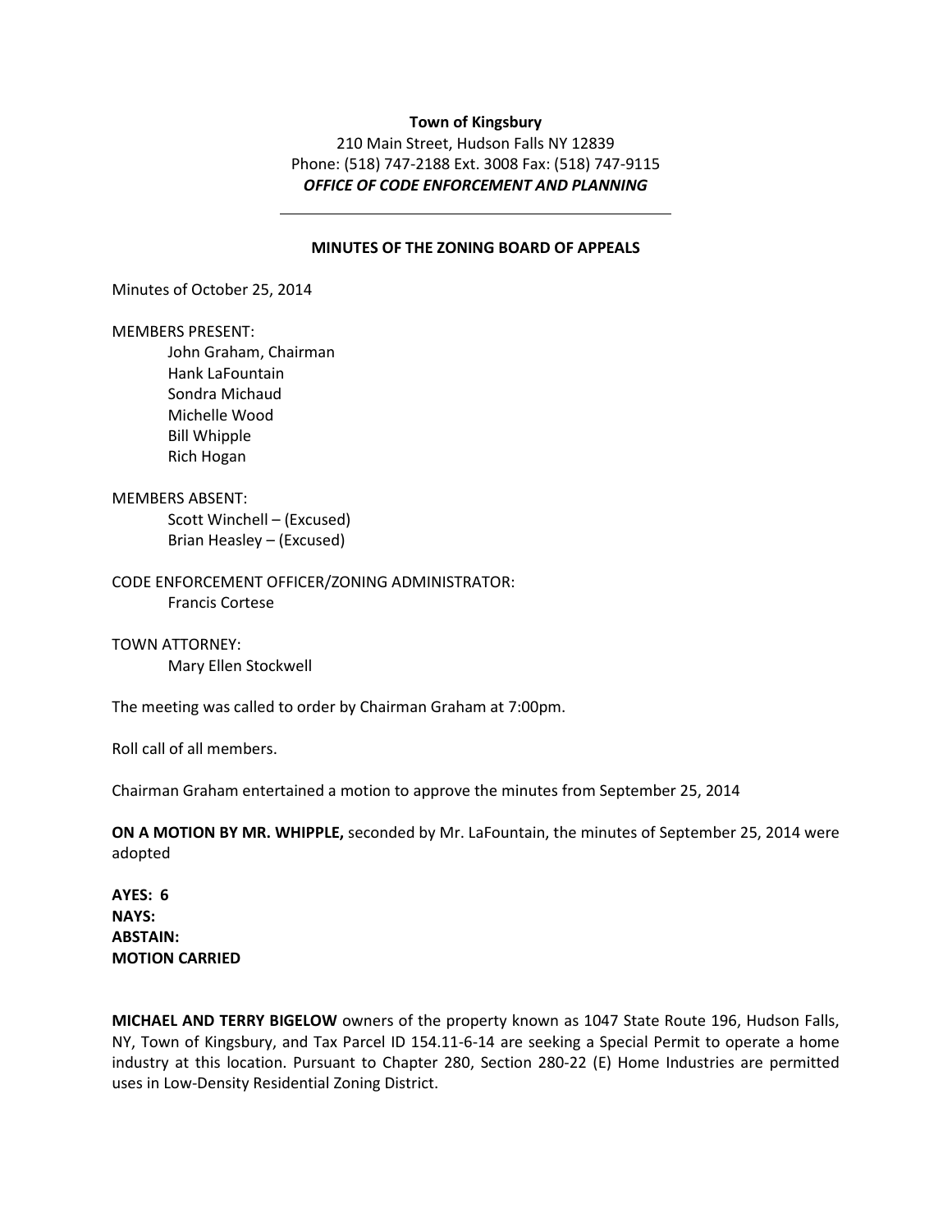**Town of Kingsbury**
210 Main Street, Hudson Falls NY 12839
Phone: (518) 747-2188 Ext. 3008 Fax: (518) 747-9115
***OFFICE OF CODE ENFORCEMENT AND PLANNING***

---

## MINUTES OF THE ZONING BOARD OF APPEALS

Minutes of October 25, 2014

MEMBERS PRESENT:
- John Graham, Chairman
- Hank LaFountain
- Sondra Michaud
- Michelle Wood
- Bill Whipple
- Rich Hogan

MEMBERS ABSENT:
- Scott Winchell – (Excused)
- Brian Heasley – (Excused)

CODE ENFORCEMENT OFFICER/ZONING ADMINISTRATOR:
- Francis Cortese

TOWN ATTORNEY:
- Mary Ellen Stockwell

The meeting was called to order by Chairman Graham at 7:00pm.

Roll call of all members.

Chairman Graham entertained a motion to approve the minutes from September 25, 2014

**ON A MOTION BY MR. WHIPPLE,** seconded by Mr. LaFountain, the minutes of September 25, 2014 were adopted

**AYES: 6**
**NAYS:**
**ABSTAIN:**
**MOTION CARRIED**

**MICHAEL AND TERRY BIGELOW** owners of the property known as 1047 State Route 196, Hudson Falls, NY, Town of Kingsbury, and Tax Parcel ID 154.11-6-14 are seeking a Special Permit to operate a home industry at this location. Pursuant to Chapter 280, Section 280-22 (E) Home Industries are permitted uses in Low-Density Residential Zoning District.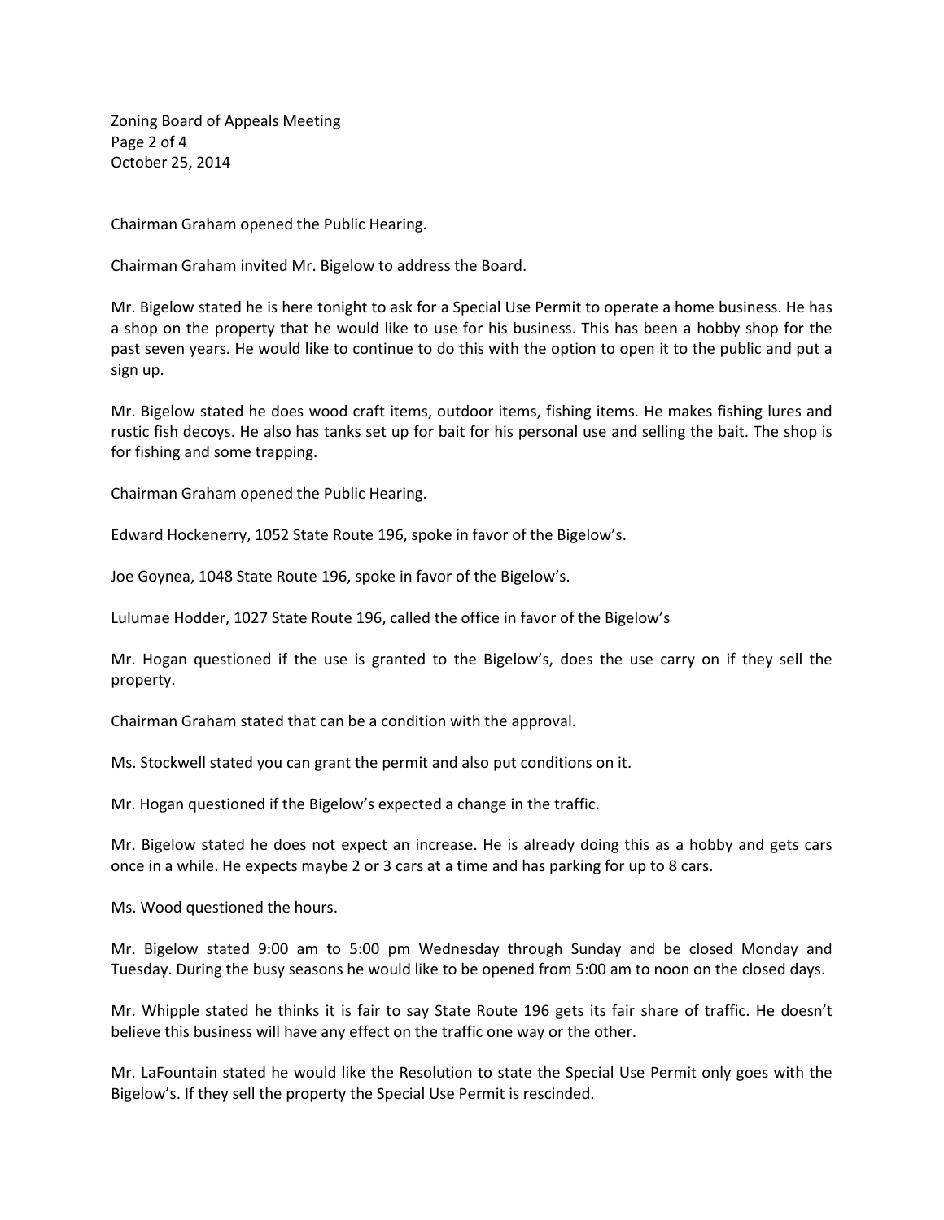Chairman Graham opened the Public Hearing.

Chairman Graham invited Mr. Bigelow to address the Board.

Mr. Bigelow stated he is here tonight to ask for a Special Use Permit to operate a home business. He has a shop on the property that he would like to use for his business. This has been a hobby shop for the past seven years. He would like to continue to do this with the option to open it to the public and put a sign up.

Mr. Bigelow stated he does wood craft items, outdoor items, fishing items. He makes fishing lures and rustic fish decoys. He also has tanks set up for bait for his personal use and selling the bait. The shop is for fishing and some trapping.

Chairman Graham opened the Public Hearing.

Edward Hockenerry, 1052 State Route 196, spoke in favor of the Bigelow's.

Joe Goynea, 1048 State Route 196, spoke in favor of the Bigelow's.

Lulumae Hodder, 1027 State Route 196, called the office in favor of the Bigelow's

Mr. Hogan questioned if the use is granted to the Bigelow's, does the use carry on if they sell the property.

Chairman Graham stated that can be a condition with the approval.

Ms. Stockwell stated you can grant the permit and also put conditions on it.

Mr. Hogan questioned if the Bigelow's expected a change in the traffic.

Mr. Bigelow stated he does not expect an increase. He is already doing this as a hobby and gets cars once in a while. He expects maybe 2 or 3 cars at a time and has parking for up to 8 cars.

Ms. Wood questioned the hours.

Mr. Bigelow stated 9:00 am to 5:00 pm Wednesday through Sunday and be closed Monday and Tuesday. During the busy seasons he would like to be opened from 5:00 am to noon on the closed days.

Mr. Whipple stated he thinks it is fair to say State Route 196 gets its fair share of traffic. He doesn't believe this business will have any effect on the traffic one way or the other.

Mr. LaFountain stated he would like the Resolution to state the Special Use Permit only goes with the Bigelow's. If they sell the property the Special Use Permit is rescinded.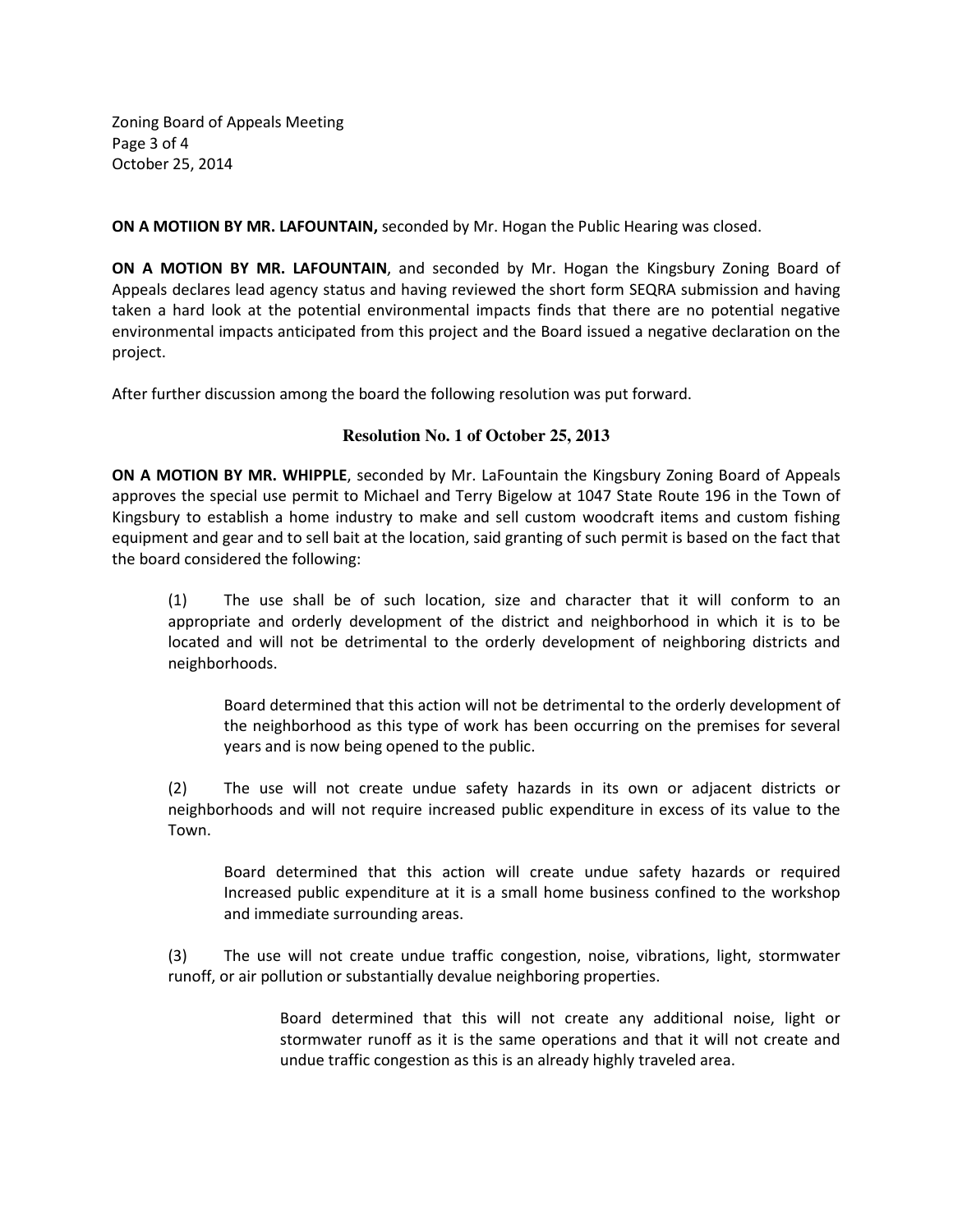ON A MOTIION BY MR. LAFOUNTAIN, seconded by Mr. Hogan the Public Hearing was closed.

**ON A MOTION BY MR. LAFOUNTAIN**, and seconded by Mr. Hogan the Kingsbury Zoning Board of Appeals declares lead agency status and having reviewed the short form SEQRA submission and having taken a hard look at the potential environmental impacts finds that there are no potential negative environmental impacts anticipated from this project and the Board issued a negative declaration on the project.

After further discussion among the board the following resolution was put forward.

### Resolution No. 1 of October 25, 2013

**ON A MOTION BY MR. WHIPPLE**, seconded by Mr. LaFountain the Kingsbury Zoning Board of Appeals approves the special use permit to Michael and Terry Bigelow at 1047 State Route 196 in the Town of Kingsbury to establish a home industry to make and sell custom woodcraft items and custom fishing equipment and gear and to sell bait at the location, said granting of such permit is based on the fact that the board considered the following:

(1) The use shall be of such location, size and character that it will conform to an appropriate and orderly development of the district and neighborhood in which it is to be located and will not be detrimental to the orderly development of neighboring districts and neighborhoods.

> Board determined that this action will not be detrimental to the orderly development of the neighborhood as this type of work has been occurring on the premises for several years and is now being opened to the public.

(2) The use will not create undue safety hazards in its own or adjacent districts or neighborhoods and will not require increased public expenditure in excess of its value to the Town.

> Board determined that this action will create undue safety hazards or required Increased public expenditure at it is a small home business confined to the workshop and immediate surrounding areas.

(3) The use will not create undue traffic congestion, noise, vibrations, light, stormwater runoff, or air pollution or substantially devalue neighboring properties.

> Board determined that this will not create any additional noise, light or stormwater runoff as it is the same operations and that it will not create and undue traffic congestion as this is an already highly traveled area.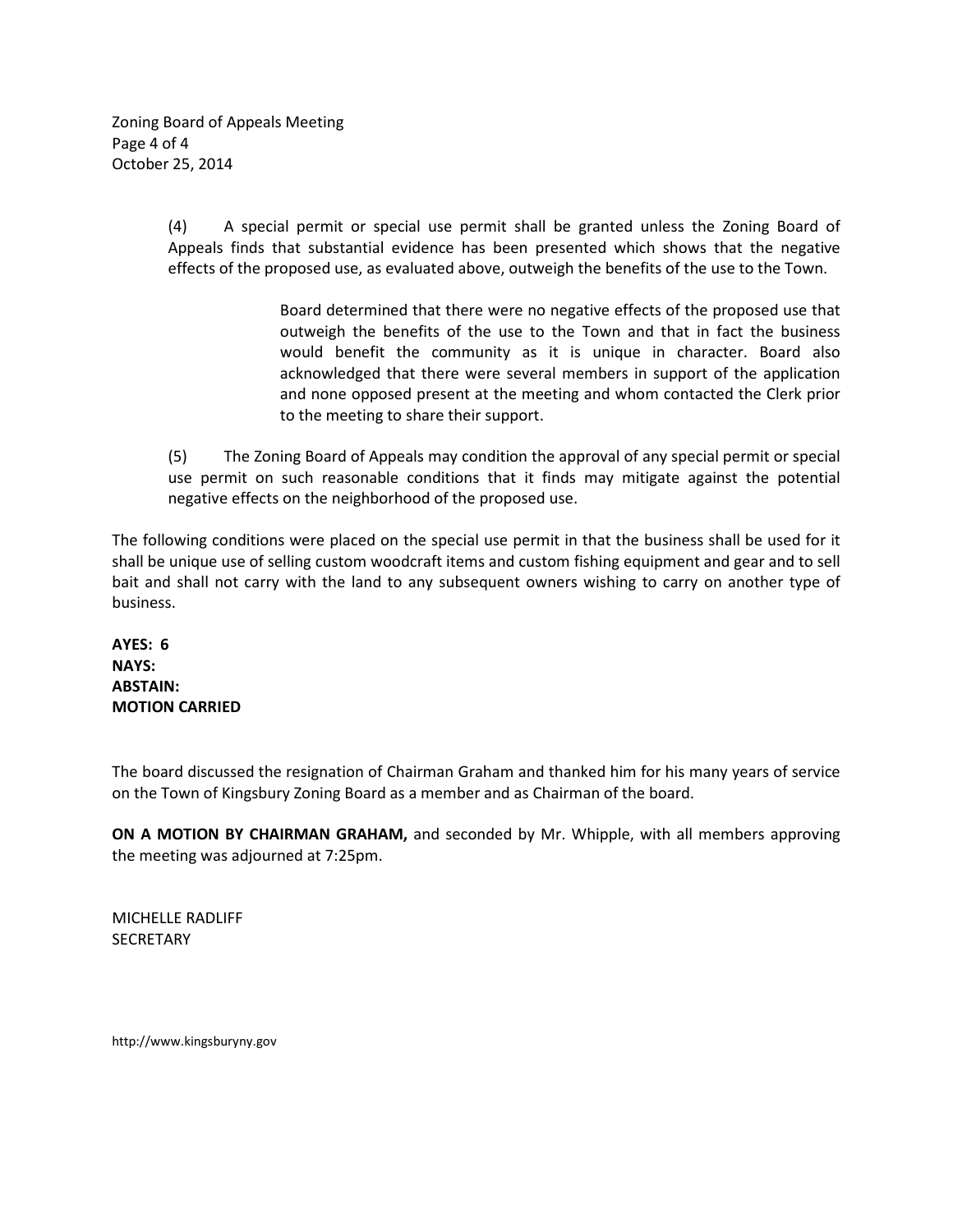(4) A special permit or special use permit shall be granted unless the Zoning Board of Appeals finds that substantial evidence has been presented which shows that the negative effects of the proposed use, as evaluated above, outweigh the benefits of the use to the Town.

> Board determined that there were no negative effects of the proposed use that outweigh the benefits of the use to the Town and that in fact the business would benefit the community as it is unique in character. Board also acknowledged that there were several members in support of the application and none opposed present at the meeting and whom contacted the Clerk prior to the meeting to share their support.

(5) The Zoning Board of Appeals may condition the approval of any special permit or special use permit on such reasonable conditions that it finds may mitigate against the potential negative effects on the neighborhood of the proposed use.

The following conditions were placed on the special use permit in that the business shall be used for it shall be unique use of selling custom woodcraft items and custom fishing equipment and gear and to sell bait and shall not carry with the land to any subsequent owners wishing to carry on another type of business.

**AYES: 6**
**NAYS:**
**ABSTAIN:**
**MOTION CARRIED**

The board discussed the resignation of Chairman Graham and thanked him for his many years of service on the Town of Kingsbury Zoning Board as a member and as Chairman of the board.

**ON A MOTION BY CHAIRMAN GRAHAM,** and seconded by Mr. Whipple, with all members approving the meeting was adjourned at 7:25pm.

MICHELLE RADLIFF
SECRETARY

http://www.kingsburyny.gov